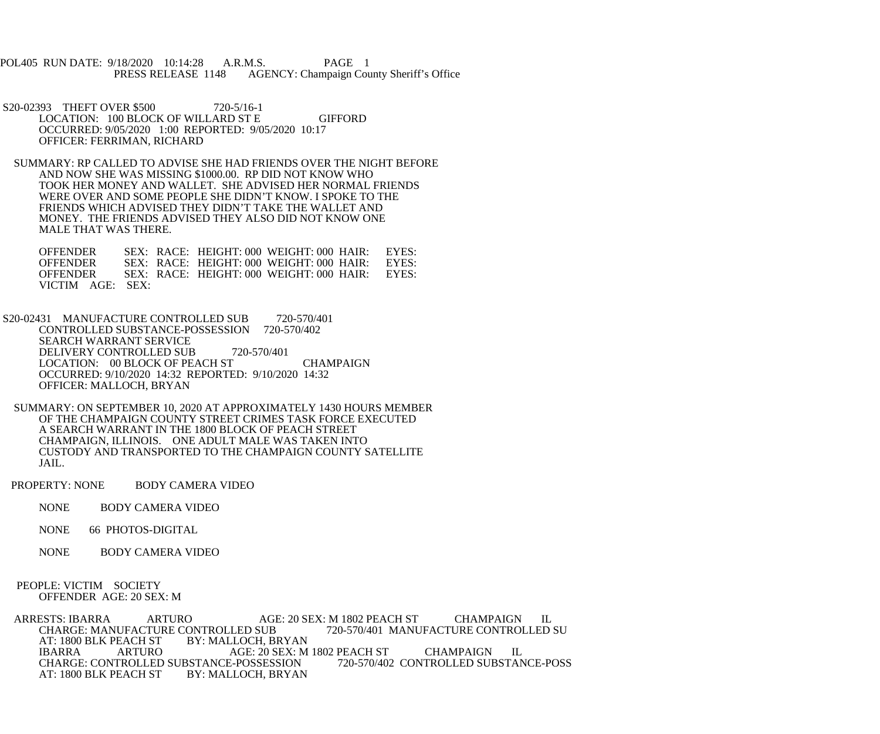POL405 RUN DATE: 9/18/2020 10:14:28 A.R.M.S. PAGE 1
PRESS RELEASE 1148 AGENCY: Champaign County Sheriff's Office

S20-02393 THEFT OVER $500 720-5/16-1
LOCATION: 100 BLOCK OF WILLARD ST E GIFFORD
OCCURRED: 9/05/2020 1:00 REPORTED: 9/05/2020 10:17
OFFICER: FERRIMAN, RICHARD

SUMMARY: RP CALLED TO ADVISE SHE HAD FRIENDS OVER THE NIGHT BEFORE AND NOW SHE WAS MISSING $1000.00. RP DID NOT KNOW WHO TOOK HER MONEY AND WALLET. SHE ADVISED HER NORMAL FRIENDS WERE OVER AND SOME PEOPLE SHE DIDN'T KNOW. I SPOKE TO THE FRIENDS WHICH ADVISED THEY DIDN'T TAKE THE WALLET AND MONEY. THE FRIENDS ADVISED THEY ALSO DID NOT KNOW ONE MALE THAT WAS THERE.

OFFENDER SEX: RACE: HEIGHT: 000 WEIGHT: 000 HAIR: EYES:
OFFENDER SEX: RACE: HEIGHT: 000 WEIGHT: 000 HAIR: EYES:
OFFENDER SEX: RACE: HEIGHT: 000 WEIGHT: 000 HAIR: EYES:
VICTIM AGE: SEX:

S20-02431 MANUFACTURE CONTROLLED SUB 720-570/401
CONTROLLED SUBSTANCE-POSSESSION 720-570/402
SEARCH WARRANT SERVICE
DELIVERY CONTROLLED SUB 720-570/401
LOCATION: 00 BLOCK OF PEACH ST CHAMPAIGN
OCCURRED: 9/10/2020 14:32 REPORTED: 9/10/2020 14:32
OFFICER: MALLOCH, BRYAN

SUMMARY: ON SEPTEMBER 10, 2020 AT APPROXIMATELY 1430 HOURS MEMBER OF THE CHAMPAIGN COUNTY STREET CRIMES TASK FORCE EXECUTED A SEARCH WARRANT IN THE 1800 BLOCK OF PEACH STREET CHAMPAIGN, ILLINOIS. ONE ADULT MALE WAS TAKEN INTO CUSTODY AND TRANSPORTED TO THE CHAMPAIGN COUNTY SATELLITE JAIL.

PROPERTY: NONE BODY CAMERA VIDEO

NONE BODY CAMERA VIDEO

NONE 66 PHOTOS-DIGITAL

NONE BODY CAMERA VIDEO

PEOPLE: VICTIM SOCIETY
OFFENDER AGE: 20 SEX: M

ARRESTS: IBARRA ARTURO AGE: 20 SEX: M 1802 PEACH ST CHAMPAIGN IL
CHARGE: MANUFACTURE CONTROLLED SUB 720-570/401 MANUFACTURE CONTROLLED SU
AT: 1800 BLK PEACH ST BY: MALLOCH, BRYAN
IBARRA ARTURO AGE: 20 SEX: M 1802 PEACH ST CHAMPAIGN IL
CHARGE: CONTROLLED SUBSTANCE-POSSESSION 720-570/402 CONTROLLED SUBSTANCE-POSS
AT: 1800 BLK PEACH ST BY: MALLOCH, BRYAN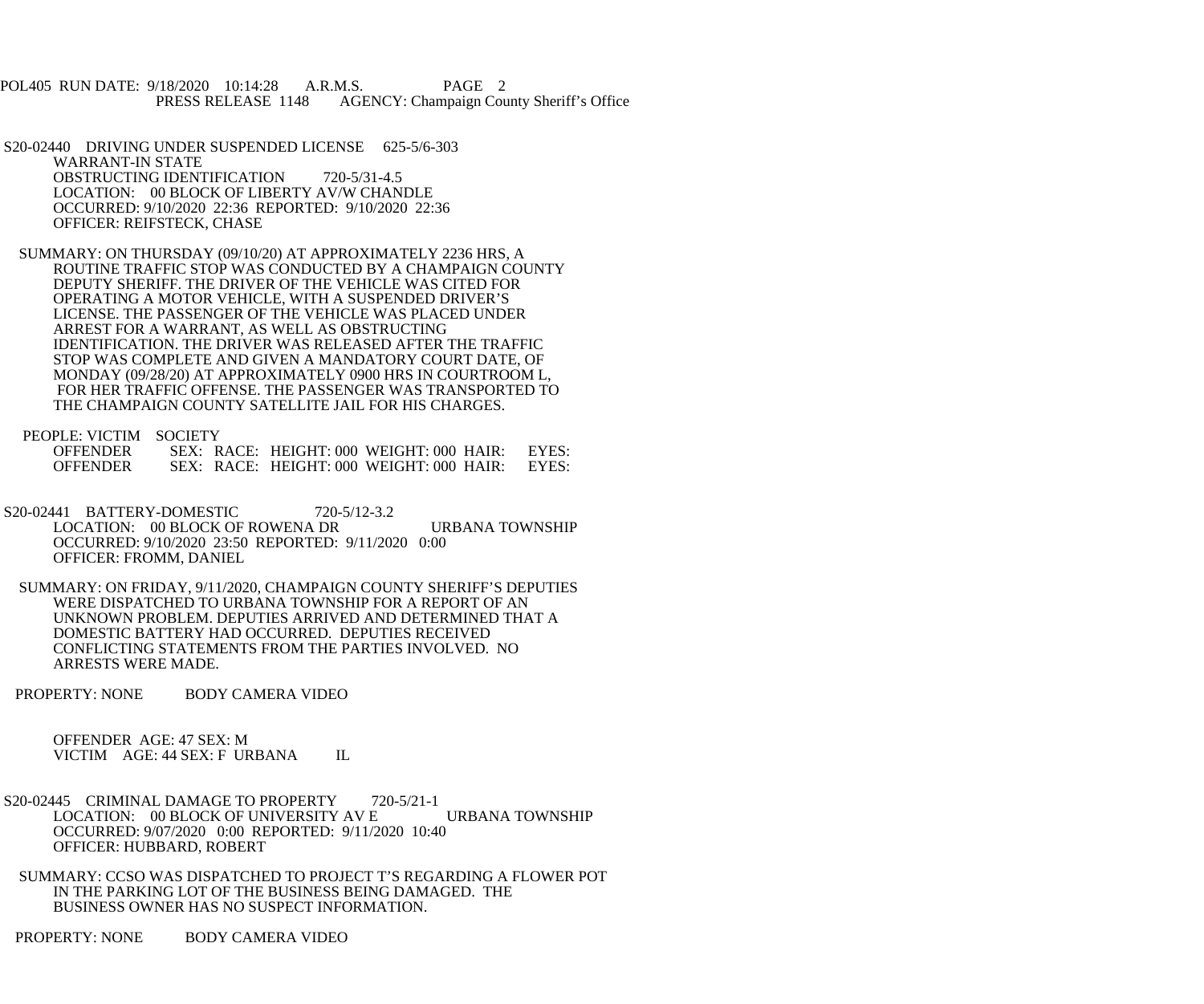S20-02440 DRIVING UNDER SUSPENDED LICENSE 625-5/6-303
WARRANT-IN STATE
OBSTRUCTING IDENTIFICATION 720-5/31-4.5
LOCATION: 00 BLOCK OF LIBERTY AV/W CHANDLE
OCCURRED: 9/10/2020 22:36 REPORTED: 9/10/2020 22:36
OFFICER: REIFSTECK, CHASE

SUMMARY: ON THURSDAY (09/10/20) AT APPROXIMATELY 2236 HRS, A ROUTINE TRAFFIC STOP WAS CONDUCTED BY A CHAMPAIGN COUNTY DEPUTY SHERIFF. THE DRIVER OF THE VEHICLE WAS CITED FOR OPERATING A MOTOR VEHICLE, WITH A SUSPENDED DRIVER'S LICENSE. THE PASSENGER OF THE VEHICLE WAS PLACED UNDER ARREST FOR A WARRANT, AS WELL AS OBSTRUCTING IDENTIFICATION. THE DRIVER WAS RELEASED AFTER THE TRAFFIC STOP WAS COMPLETE AND GIVEN A MANDATORY COURT DATE, OF MONDAY (09/28/20) AT APPROXIMATELY 0900 HRS IN COURTROOM L, FOR HER TRAFFIC OFFENSE. THE PASSENGER WAS TRANSPORTED TO THE CHAMPAIGN COUNTY SATELLITE JAIL FOR HIS CHARGES.

PEOPLE: VICTIM SOCIETY
OFFENDER SEX: RACE: HEIGHT: 000 WEIGHT: 000 HAIR: EYES:
OFFENDER SEX: RACE: HEIGHT: 000 WEIGHT: 000 HAIR: EYES:

S20-02441 BATTERY-DOMESTIC 720-5/12-3.2
LOCATION: 00 BLOCK OF ROWENA DR URBANA TOWNSHIP
OCCURRED: 9/10/2020 23:50 REPORTED: 9/11/2020 0:00
OFFICER: FROMM, DANIEL

SUMMARY: ON FRIDAY, 9/11/2020, CHAMPAIGN COUNTY SHERIFF'S DEPUTIES WERE DISPATCHED TO URBANA TOWNSHIP FOR A REPORT OF AN UNKNOWN PROBLEM. DEPUTIES ARRIVED AND DETERMINED THAT A DOMESTIC BATTERY HAD OCCURRED. DEPUTIES RECEIVED CONFLICTING STATEMENTS FROM THE PARTIES INVOLVED. NO ARRESTS WERE MADE.

PROPERTY: NONE BODY CAMERA VIDEO

OFFENDER AGE: 47 SEX: M
VICTIM AGE: 44 SEX: F URBANA IL

S20-02445 CRIMINAL DAMAGE TO PROPERTY 720-5/21-1
LOCATION: 00 BLOCK OF UNIVERSITY AV E URBANA TOWNSHIP
OCCURRED: 9/07/2020 0:00 REPORTED: 9/11/2020 10:40
OFFICER: HUBBARD, ROBERT

SUMMARY: CCSO WAS DISPATCHED TO PROJECT T'S REGARDING A FLOWER POT IN THE PARKING LOT OF THE BUSINESS BEING DAMAGED. THE BUSINESS OWNER HAS NO SUSPECT INFORMATION.

PROPERTY: NONE BODY CAMERA VIDEO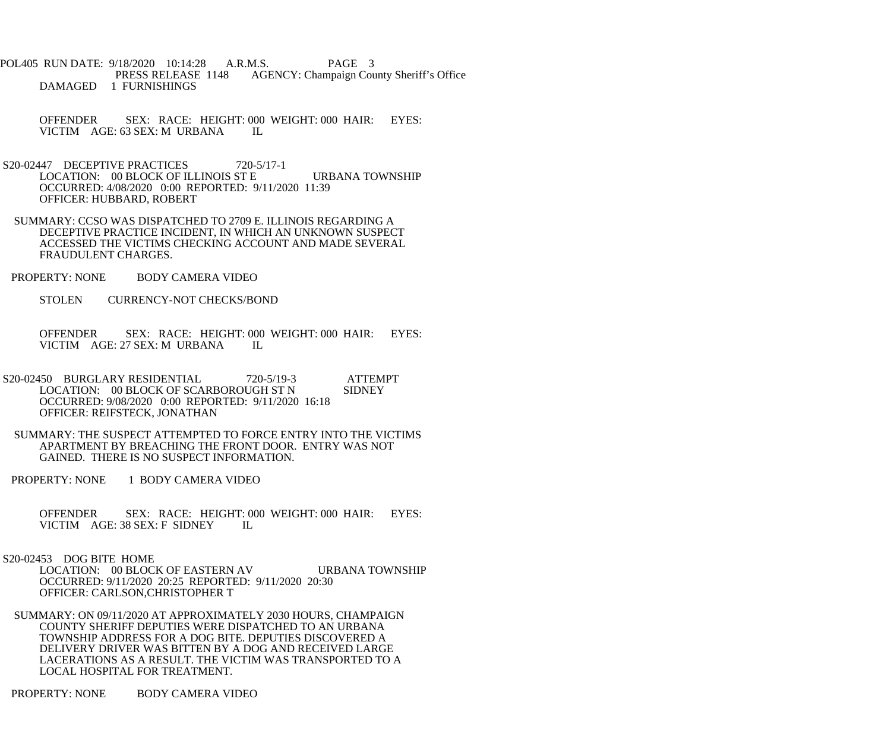DAMAGED 1 FURNISHINGS

OFFENDER SEX: RACE: HEIGHT: 000 WEIGHT: 000 HAIR: EYES:
VICTIM AGE: 63 SEX: M URBANA IL

S20-02447 DECEPTIVE PRACTICES 720-5/17-1
LOCATION: 00 BLOCK OF ILLINOIS ST E URBANA TOWNSHIP
OCCURRED: 4/08/2020 0:00 REPORTED: 9/11/2020 11:39
OFFICER: HUBBARD, ROBERT

SUMMARY: CCSO WAS DISPATCHED TO 2709 E. ILLINOIS REGARDING A DECEPTIVE PRACTICE INCIDENT, IN WHICH AN UNKNOWN SUSPECT ACCESSED THE VICTIMS CHECKING ACCOUNT AND MADE SEVERAL FRAUDULENT CHARGES.

PROPERTY: NONE BODY CAMERA VIDEO

STOLEN CURRENCY-NOT CHECKS/BOND

OFFENDER SEX: RACE: HEIGHT: 000 WEIGHT: 000 HAIR: EYES:
VICTIM AGE: 27 SEX: M URBANA IL

S20-02450 BURGLARY RESIDENTIAL 720-5/19-3 ATTEMPT
LOCATION: 00 BLOCK OF SCARBOROUGH ST N SIDNEY
OCCURRED: 9/08/2020 0:00 REPORTED: 9/11/2020 16:18
OFFICER: REIFSTECK, JONATHAN

SUMMARY: THE SUSPECT ATTEMPTED TO FORCE ENTRY INTO THE VICTIMS APARTMENT BY BREACHING THE FRONT DOOR. ENTRY WAS NOT GAINED. THERE IS NO SUSPECT INFORMATION.

PROPERTY: NONE 1 BODY CAMERA VIDEO

OFFENDER SEX: RACE: HEIGHT: 000 WEIGHT: 000 HAIR: EYES:
VICTIM AGE: 38 SEX: F SIDNEY IL

S20-02453 DOG BITE HOME
LOCATION: 00 BLOCK OF EASTERN AV URBANA TOWNSHIP
OCCURRED: 9/11/2020 20:25 REPORTED: 9/11/2020 20:30
OFFICER: CARLSON,CHRISTOPHER T

SUMMARY: ON 09/11/2020 AT APPROXIMATELY 2030 HOURS, CHAMPAIGN COUNTY SHERIFF DEPUTIES WERE DISPATCHED TO AN URBANA TOWNSHIP ADDRESS FOR A DOG BITE. DEPUTIES DISCOVERED A DELIVERY DRIVER WAS BITTEN BY A DOG AND RECEIVED LARGE LACERATIONS AS A RESULT. THE VICTIM WAS TRANSPORTED TO A LOCAL HOSPITAL FOR TREATMENT.

PROPERTY: NONE BODY CAMERA VIDEO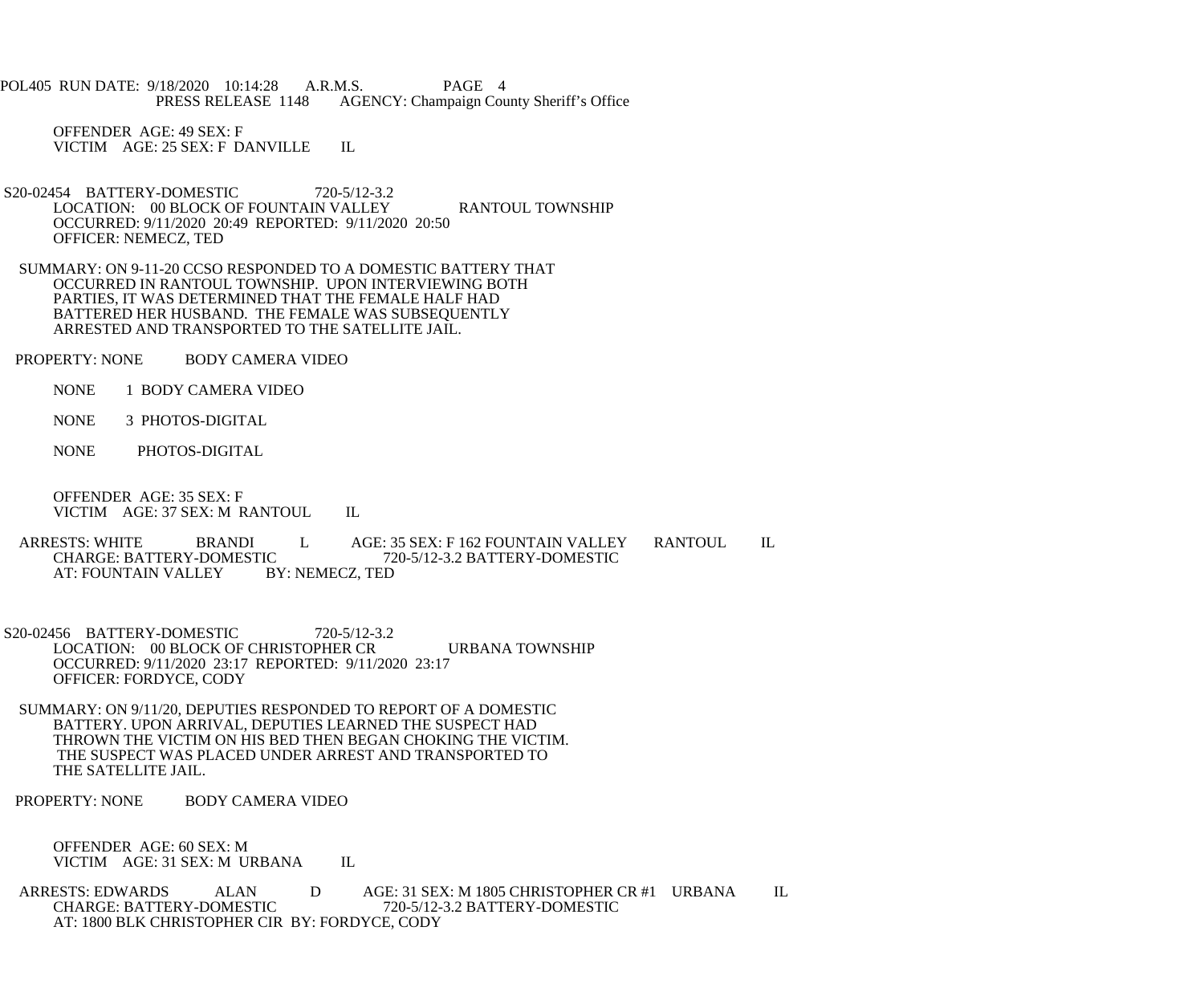OFFENDER AGE: 49 SEX: F
VICTIM AGE: 25 SEX: F DANVILLE IL

S20-02454 BATTERY-DOMESTIC 720-5/12-3.2
LOCATION: 00 BLOCK OF FOUNTAIN VALLEY RANTOUL TOWNSHIP
OCCURRED: 9/11/2020 20:49 REPORTED: 9/11/2020 20:50
OFFICER: NEMECZ, TED

SUMMARY: ON 9-11-20 CCSO RESPONDED TO A DOMESTIC BATTERY THAT OCCURRED IN RANTOUL TOWNSHIP. UPON INTERVIEWING BOTH PARTIES, IT WAS DETERMINED THAT THE FEMALE HALF HAD BATTERED HER HUSBAND. THE FEMALE WAS SUBSEQUENTLY ARRESTED AND TRANSPORTED TO THE SATELLITE JAIL.

PROPERTY: NONE BODY CAMERA VIDEO

NONE 1 BODY CAMERA VIDEO

NONE 3 PHOTOS-DIGITAL

NONE PHOTOS-DIGITAL

OFFENDER AGE: 35 SEX: F
VICTIM AGE: 37 SEX: M RANTOUL IL

ARRESTS: WHITE BRANDI L AGE: 35 SEX: F 162 FOUNTAIN VALLEY RANTOUL IL
CHARGE: BATTERY-DOMESTIC 720-5/12-3.2 BATTERY-DOMESTIC
AT: FOUNTAIN VALLEY BY: NEMECZ, TED

S20-02456 BATTERY-DOMESTIC 720-5/12-3.2
LOCATION: 00 BLOCK OF CHRISTOPHER CR URBANA TOWNSHIP
OCCURRED: 9/11/2020 23:17 REPORTED: 9/11/2020 23:17
OFFICER: FORDYCE, CODY

SUMMARY: ON 9/11/20, DEPUTIES RESPONDED TO REPORT OF A DOMESTIC BATTERY. UPON ARRIVAL, DEPUTIES LEARNED THE SUSPECT HAD THROWN THE VICTIM ON HIS BED THEN BEGAN CHOKING THE VICTIM. THE SUSPECT WAS PLACED UNDER ARREST AND TRANSPORTED TO THE SATELLITE JAIL.

PROPERTY: NONE BODY CAMERA VIDEO

OFFENDER AGE: 60 SEX: M
VICTIM AGE: 31 SEX: M URBANA IL

ARRESTS: EDWARDS ALAN D AGE: 31 SEX: M 1805 CHRISTOPHER CR #1 URBANA IL
CHARGE: BATTERY-DOMESTIC 720-5/12-3.2 BATTERY-DOMESTIC
AT: 1800 BLK CHRISTOPHER CIR BY: FORDYCE, CODY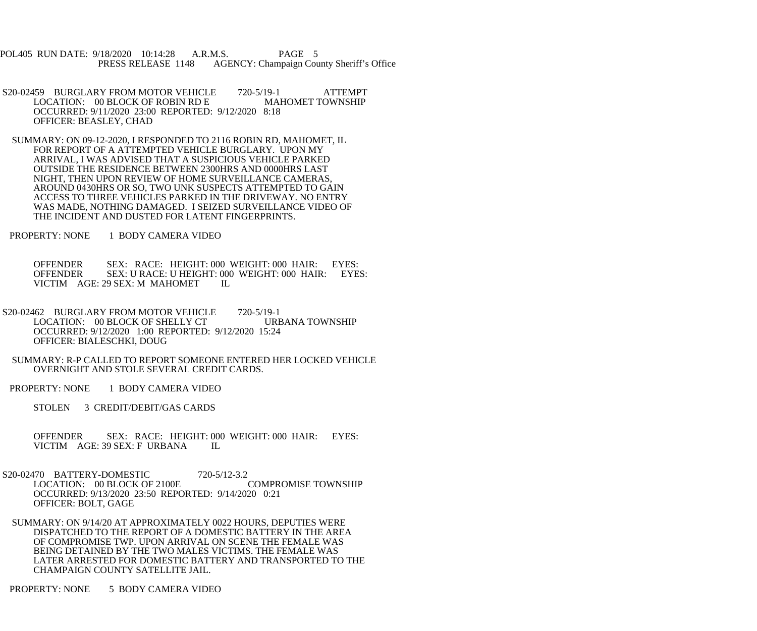S20-02459 BURGLARY FROM MOTOR VEHICLE 720-5/19-1 ATTEMPT
LOCATION: 00 BLOCK OF ROBIN RD E MAHOMET TOWNSHIP
OCCURRED: 9/11/2020 23:00 REPORTED: 9/12/2020 8:18
OFFICER: BEASLEY, CHAD

SUMMARY: ON 09-12-2020, I RESPONDED TO 2116 ROBIN RD, MAHOMET, IL FOR REPORT OF A ATTEMPTED VEHICLE BURGLARY. UPON MY ARRIVAL, I WAS ADVISED THAT A SUSPICIOUS VEHICLE PARKED OUTSIDE THE RESIDENCE BETWEEN 2300HRS AND 0000HRS LAST NIGHT, THEN UPON REVIEW OF HOME SURVEILLANCE CAMERAS, AROUND 0430HRS OR SO, TWO UNK SUSPECTS ATTEMPTED TO GAIN ACCESS TO THREE VEHICLES PARKED IN THE DRIVEWAY. NO ENTRY WAS MADE, NOTHING DAMAGED. I SEIZED SURVEILLANCE VIDEO OF THE INCIDENT AND DUSTED FOR LATENT FINGERPRINTS.

PROPERTY: NONE 1 BODY CAMERA VIDEO

OFFENDER SEX: RACE: HEIGHT: 000 WEIGHT: 000 HAIR: EYES:
OFFENDER SEX: U RACE: U HEIGHT: 000 WEIGHT: 000 HAIR: EYES:
VICTIM AGE: 29 SEX: M MAHOMET IL

S20-02462 BURGLARY FROM MOTOR VEHICLE 720-5/19-1
LOCATION: 00 BLOCK OF SHELLY CT URBANA TOWNSHIP
OCCURRED: 9/12/2020 1:00 REPORTED: 9/12/2020 15:24
OFFICER: BIALESCHKI, DOUG

SUMMARY: R-P CALLED TO REPORT SOMEONE ENTERED HER LOCKED VEHICLE OVERNIGHT AND STOLE SEVERAL CREDIT CARDS.

PROPERTY: NONE 1 BODY CAMERA VIDEO

STOLEN 3 CREDIT/DEBIT/GAS CARDS

OFFENDER SEX: RACE: HEIGHT: 000 WEIGHT: 000 HAIR: EYES:
VICTIM AGE: 39 SEX: F URBANA IL

S20-02470 BATTERY-DOMESTIC 720-5/12-3.2
LOCATION: 00 BLOCK OF 2100E COMPROMISE TOWNSHIP
OCCURRED: 9/13/2020 23:50 REPORTED: 9/14/2020 0:21
OFFICER: BOLT, GAGE

SUMMARY: ON 9/14/20 AT APPROXIMATELY 0022 HOURS, DEPUTIES WERE DISPATCHED TO THE REPORT OF A DOMESTIC BATTERY IN THE AREA OF COMPROMISE TWP. UPON ARRIVAL ON SCENE THE FEMALE WAS BEING DETAINED BY THE TWO MALES VICTIMS. THE FEMALE WAS LATER ARRESTED FOR DOMESTIC BATTERY AND TRANSPORTED TO THE CHAMPAIGN COUNTY SATELLITE JAIL.

PROPERTY: NONE 5 BODY CAMERA VIDEO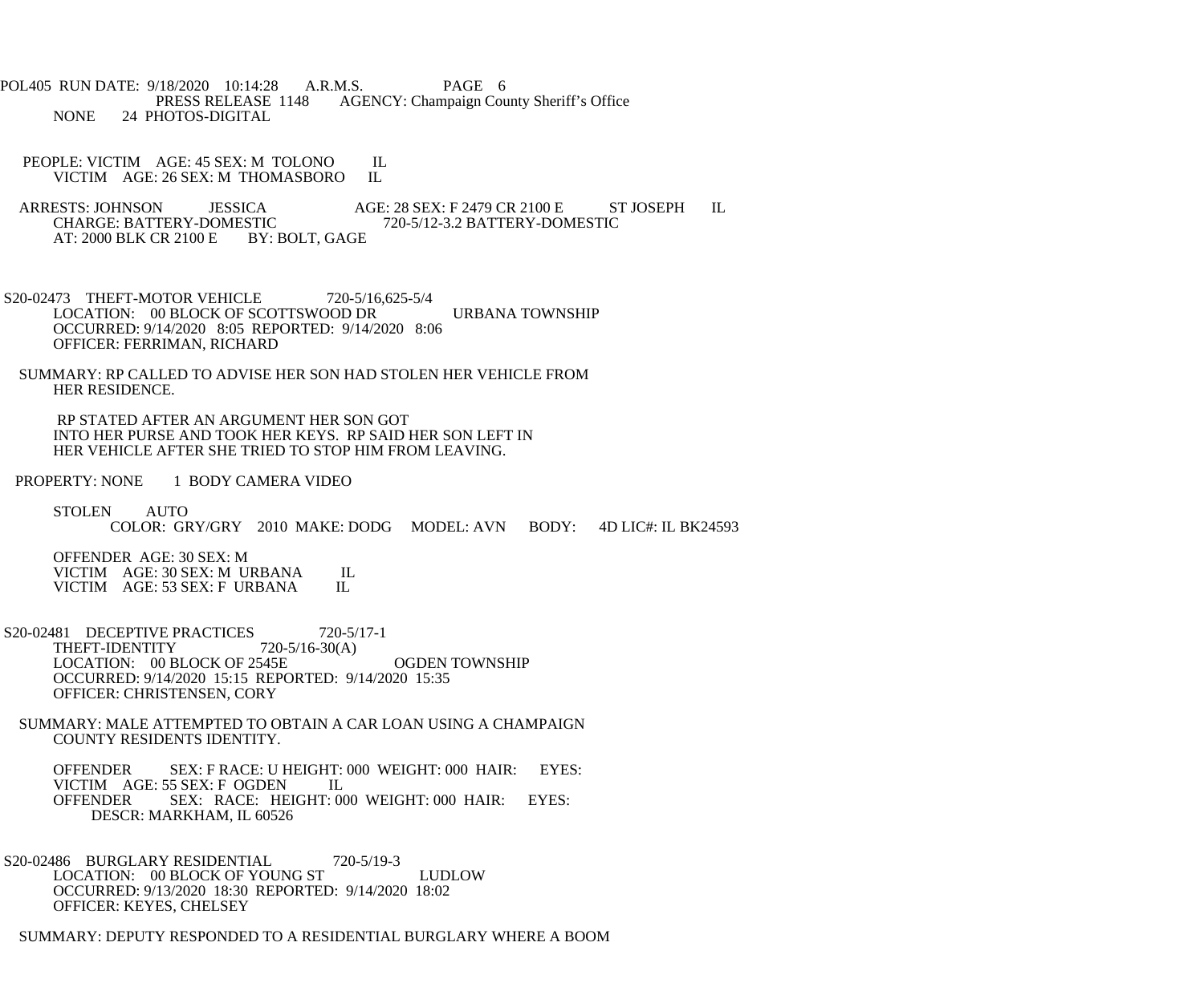POL405 RUN DATE: 9/18/2020 10:14:28 A.R.M.S. PAGE 6
PRESS RELEASE 1148 AGENCY: Champaign County Sheriff's Office
NONE 24 PHOTOS-DIGITAL

PEOPLE: VICTIM AGE: 45 SEX: M TOLONO IL
VICTIM AGE: 26 SEX: M THOMASBORO IL

ARRESTS: JOHNSON JESSICA AGE: 28 SEX: F 2479 CR 2100 E ST JOSEPH IL
CHARGE: BATTERY-DOMESTIC 720-5/12-3.2 BATTERY-DOMESTIC
AT: 2000 BLK CR 2100 E BY: BOLT, GAGE

S20-02473 THEFT-MOTOR VEHICLE 720-5/16,625-5/4
LOCATION: 00 BLOCK OF SCOTTSWOOD DR URBANA TOWNSHIP
OCCURRED: 9/14/2020 8:05 REPORTED: 9/14/2020 8:06
OFFICER: FERRIMAN, RICHARD

SUMMARY: RP CALLED TO ADVISE HER SON HAD STOLEN HER VEHICLE FROM HER RESIDENCE.

RP STATED AFTER AN ARGUMENT HER SON GOT INTO HER PURSE AND TOOK HER KEYS. RP SAID HER SON LEFT IN HER VEHICLE AFTER SHE TRIED TO STOP HIM FROM LEAVING.

PROPERTY: NONE 1 BODY CAMERA VIDEO

STOLEN AUTO
COLOR: GRY/GRY 2010 MAKE: DODG MODEL: AVN BODY: 4D LIC#: IL BK24593

OFFENDER AGE: 30 SEX: M
VICTIM AGE: 30 SEX: M URBANA IL
VICTIM AGE: 53 SEX: F URBANA IL

S20-02481 DECEPTIVE PRACTICES 720-5/17-1
THEFT-IDENTITY 720-5/16-30(A)
LOCATION: 00 BLOCK OF 2545E OGDEN TOWNSHIP
OCCURRED: 9/14/2020 15:15 REPORTED: 9/14/2020 15:35
OFFICER: CHRISTENSEN, CORY

SUMMARY: MALE ATTEMPTED TO OBTAIN A CAR LOAN USING A CHAMPAIGN COUNTY RESIDENTS IDENTITY.

OFFENDER SEX: F RACE: U HEIGHT: 000 WEIGHT: 000 HAIR: EYES:
VICTIM AGE: 55 SEX: F OGDEN IL
OFFENDER SEX: RACE: HEIGHT: 000 WEIGHT: 000 HAIR: EYES:
DESCR: MARKHAM, IL 60526

S20-02486 BURGLARY RESIDENTIAL 720-5/19-3
LOCATION: 00 BLOCK OF YOUNG ST LUDLOW
OCCURRED: 9/13/2020 18:30 REPORTED: 9/14/2020 18:02
OFFICER: KEYES, CHELSEY

SUMMARY: DEPUTY RESPONDED TO A RESIDENTIAL BURGLARY WHERE A BOOM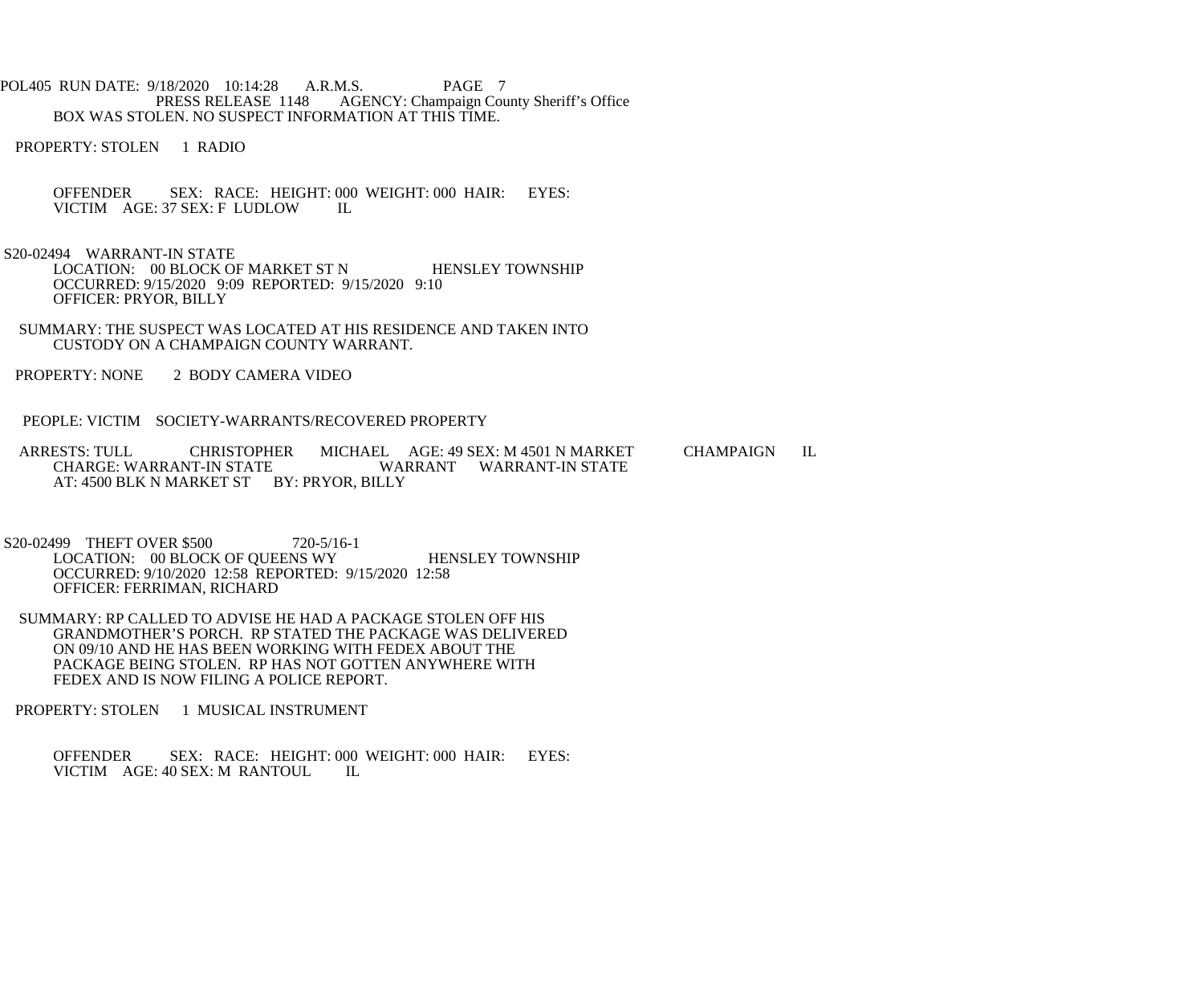BOX WAS STOLEN. NO SUSPECT INFORMATION AT THIS TIME.

PROPERTY: STOLEN 1 RADIO

OFFENDER SEX: RACE: HEIGHT: 000 WEIGHT: 000 HAIR: EYES:
VICTIM AGE: 37 SEX: F LUDLOW IL

S20-02494 WARRANT-IN STATE
LOCATION: 00 BLOCK OF MARKET ST N HENSLEY TOWNSHIP
OCCURRED: 9/15/2020 9:09 REPORTED: 9/15/2020 9:10
OFFICER: PRYOR, BILLY

SUMMARY: THE SUSPECT WAS LOCATED AT HIS RESIDENCE AND TAKEN INTO CUSTODY ON A CHAMPAIGN COUNTY WARRANT.

PROPERTY: NONE 2 BODY CAMERA VIDEO

PEOPLE: VICTIM SOCIETY-WARRANTS/RECOVERED PROPERTY

ARRESTS: TULL CHRISTOPHER MICHAEL AGE: 49 SEX: M 4501 N MARKET CHAMPAIGN IL
CHARGE: WARRANT-IN STATE WARRANT WARRANT-IN STATE
AT: 4500 BLK N MARKET ST BY: PRYOR, BILLY

S20-02499 THEFT OVER $500 720-5/16-1
LOCATION: 00 BLOCK OF QUEENS WY HENSLEY TOWNSHIP
OCCURRED: 9/10/2020 12:58 REPORTED: 9/15/2020 12:58
OFFICER: FERRIMAN, RICHARD

SUMMARY: RP CALLED TO ADVISE HE HAD A PACKAGE STOLEN OFF HIS GRANDMOTHER'S PORCH. RP STATED THE PACKAGE WAS DELIVERED ON 09/10 AND HE HAS BEEN WORKING WITH FEDEX ABOUT THE PACKAGE BEING STOLEN. RP HAS NOT GOTTEN ANYWHERE WITH FEDEX AND IS NOW FILING A POLICE REPORT.

PROPERTY: STOLEN 1 MUSICAL INSTRUMENT

OFFENDER SEX: RACE: HEIGHT: 000 WEIGHT: 000 HAIR: EYES:
VICTIM AGE: 40 SEX: M RANTOUL IL